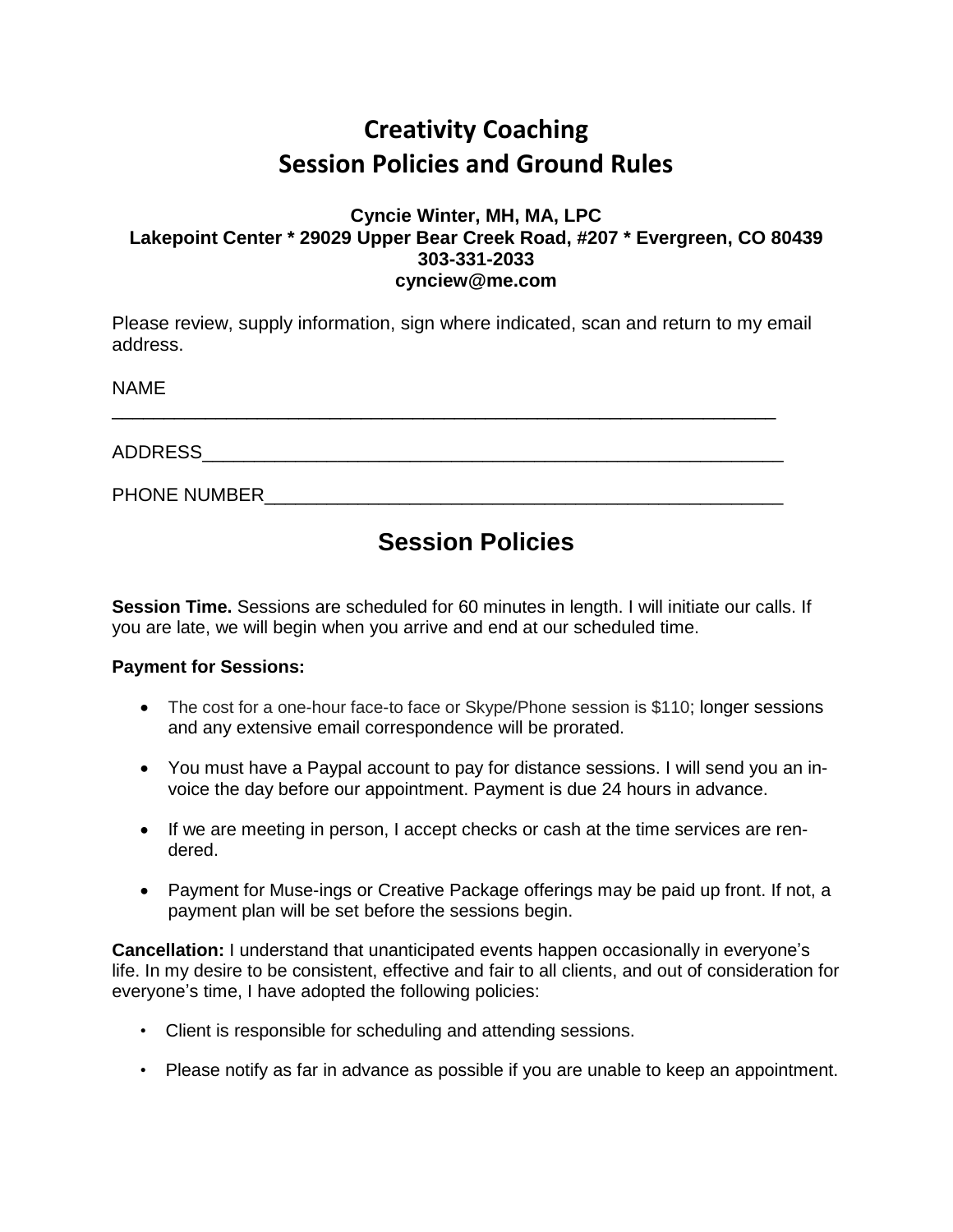# Creativity Coaching
# Session Policies and Ground Rules

**Cyncie Winter, MH, MA, LPC**
**Lakepoint Center * 29029 Upper Bear Creek Road, #207 * Evergreen, CO 80439**
**303-331-2033**
**cynciew@me.com**

Please review, supply information, sign where indicated, scan and return to my email address.

NAME
_________________________________________________________________

ADDRESS__________________________________________________________

PHONE NUMBER_____________________________________________________

## Session Policies

**Session Time.** Sessions are scheduled for 60 minutes in length. I will initiate our calls. If you are late, we will begin when you arrive and end at our scheduled time.

**Payment for Sessions:**

- The cost for a one-hour face-to face or Skype/Phone session is $110; longer sessions and any extensive email correspondence will be prorated.
- You must have a Paypal account to pay for distance sessions. I will send you an invoice the day before our appointment. Payment is due 24 hours in advance.
- If we are meeting in person, I accept checks or cash at the time services are rendered.
- Payment for Muse-ings or Creative Package offerings may be paid up front. If not, a payment plan will be set before the sessions begin.

**Cancellation:** I understand that unanticipated events happen occasionally in everyone's life. In my desire to be consistent, effective and fair to all clients, and out of consideration for everyone's time, I have adopted the following policies:

- Client is responsible for scheduling and attending sessions.
- Please notify as far in advance as possible if you are unable to keep an appointment.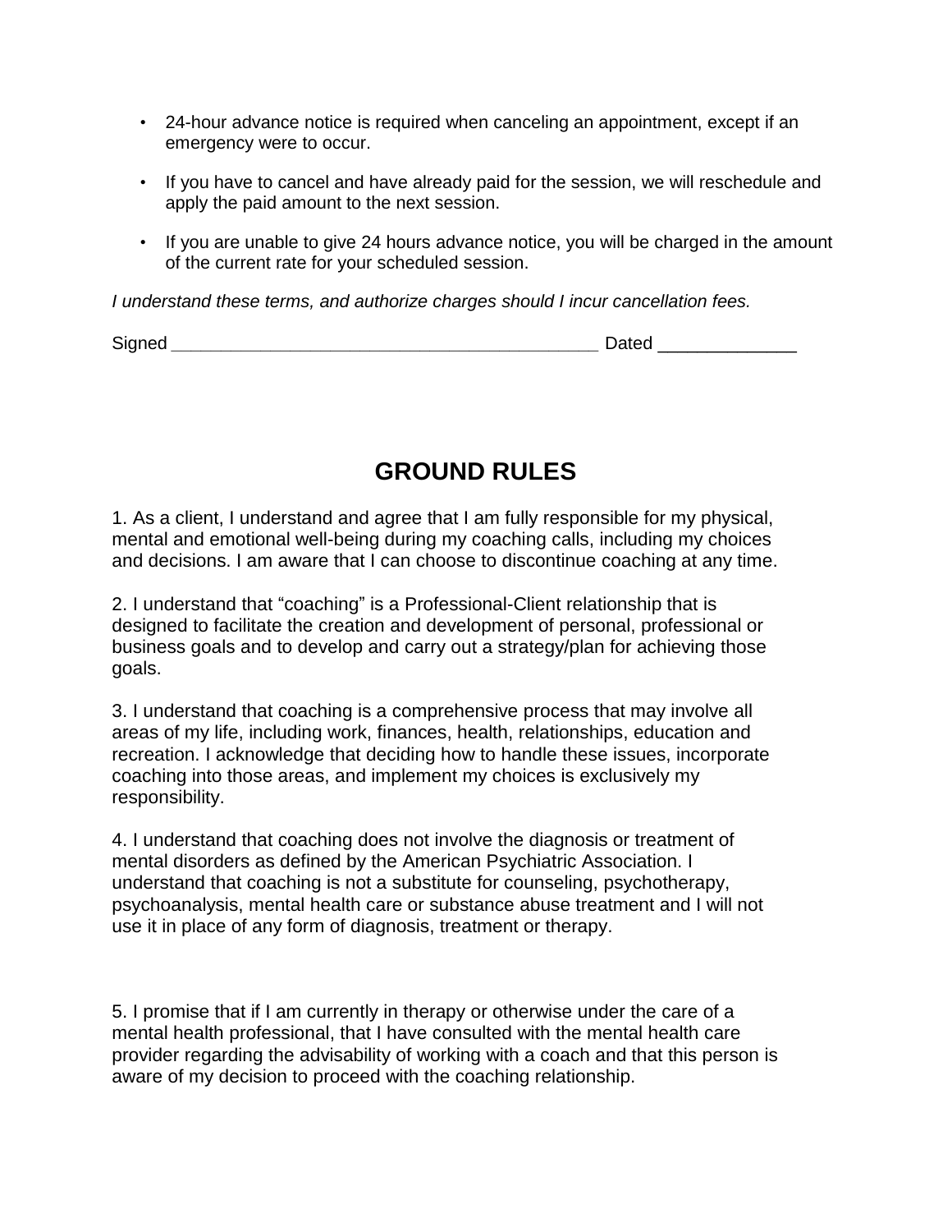- 24-hour advance notice is required when canceling an appointment, except if an emergency were to occur.
- If you have to cancel and have already paid for the session, we will reschedule and apply the paid amount to the next session.
- If you are unable to give 24 hours advance notice, you will be charged in the amount of the current rate for your scheduled session.

*I understand these terms, and authorize charges should I incur cancellation fees.*

Signed ____________________________________________ Dated ______________

## GROUND RULES

1. As a client, I understand and agree that I am fully responsible for my physical, mental and emotional well-being during my coaching calls, including my choices and decisions. I am aware that I can choose to discontinue coaching at any time.

2. I understand that "coaching" is a Professional-Client relationship that is designed to facilitate the creation and development of personal, professional or business goals and to develop and carry out a strategy/plan for achieving those goals.

3. I understand that coaching is a comprehensive process that may involve all areas of my life, including work, finances, health, relationships, education and recreation. I acknowledge that deciding how to handle these issues, incorporate coaching into those areas, and implement my choices is exclusively my responsibility.

4. I understand that coaching does not involve the diagnosis or treatment of mental disorders as defined by the American Psychiatric Association. I understand that coaching is not a substitute for counseling, psychotherapy, psychoanalysis, mental health care or substance abuse treatment and I will not use it in place of any form of diagnosis, treatment or therapy.

5. I promise that if I am currently in therapy or otherwise under the care of a mental health professional, that I have consulted with the mental health care provider regarding the advisability of working with a coach and that this person is aware of my decision to proceed with the coaching relationship.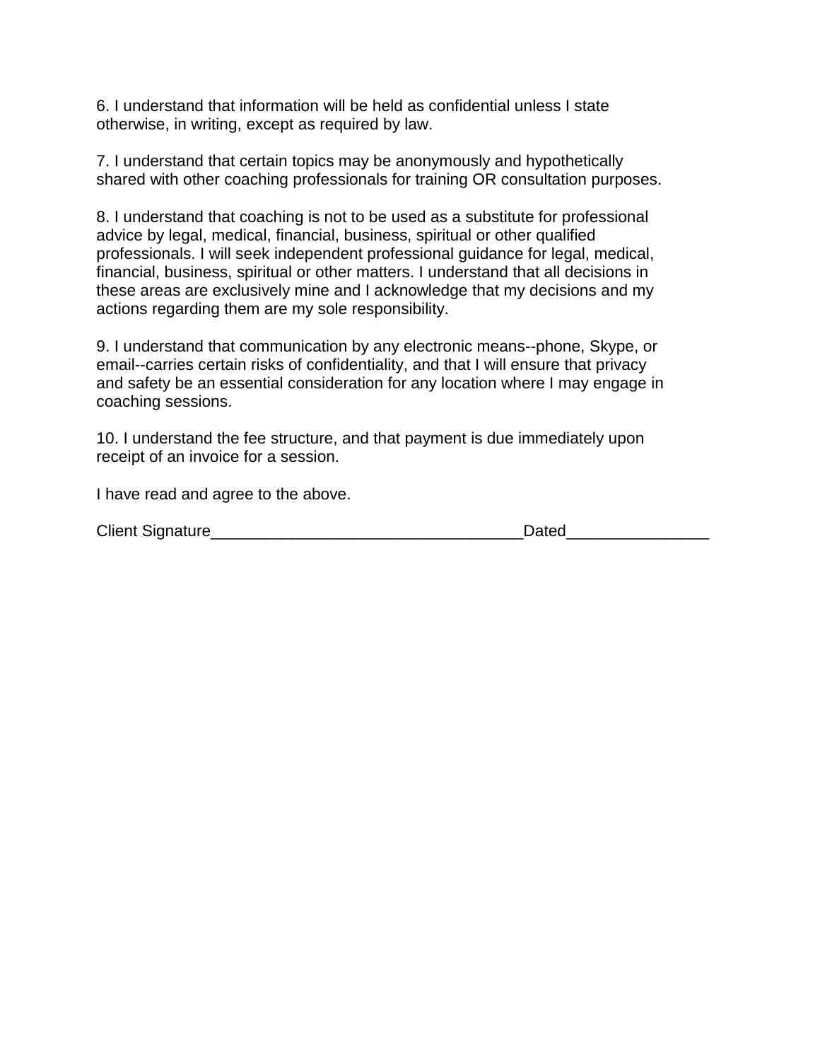6. I understand that information will be held as confidential unless I state otherwise, in writing, except as required by law.

7. I understand that certain topics may be anonymously and hypothetically shared with other coaching professionals for training OR consultation purposes.

8. I understand that coaching is not to be used as a substitute for professional advice by legal, medical, financial, business, spiritual or other qualified professionals. I will seek independent professional guidance for legal, medical, financial, business, spiritual or other matters. I understand that all decisions in these areas are exclusively mine and I acknowledge that my decisions and my actions regarding them are my sole responsibility.

9. I understand that communication by any electronic means--phone, Skype, or email--carries certain risks of confidentiality, and that I will ensure that privacy and safety be an essential consideration for any location where I may engage in coaching sessions.

10. I understand the fee structure, and that payment is due immediately upon receipt of an invoice for a session.

I have read and agree to the above.

Client Signature___________________________________Dated________________